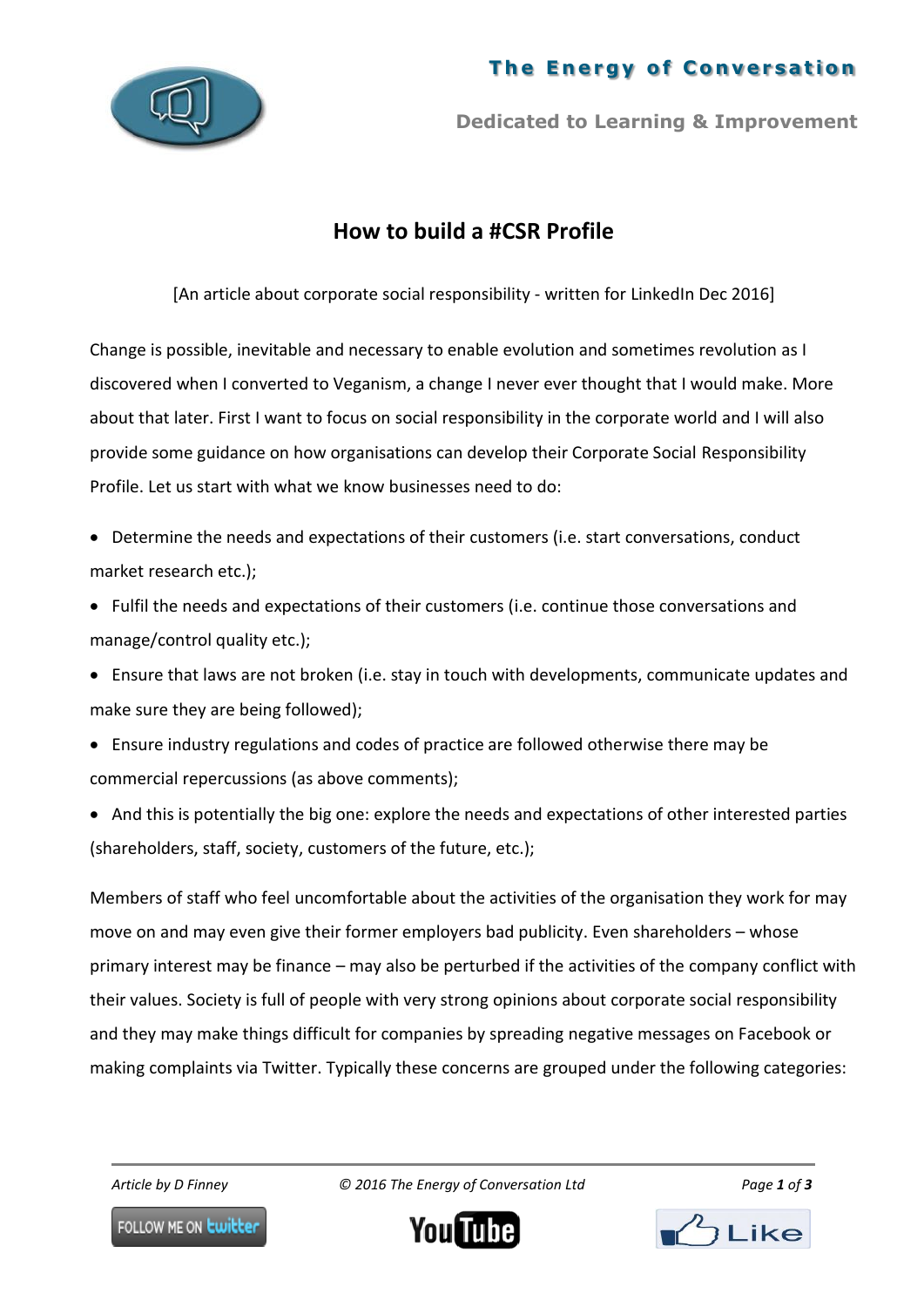# How to build a #CSR Profile

[An article about corporate social responsibility - written for LinkedIn Dec 2016]

Change is possible, inevitable and necessary to enable evolution and sometimes revolution as I discovered when I converted to Veganism, a change I never ever thought that I would make. More about that later. First I want to focus on social responsibility in the corporate world and I will also provide some guidance on how organisations can develop their Corporate Social Responsibility Profile. Let us start with what we know businesses need to do:

- Determine the needs and expectations of their customers (i.e. start conversations, conduct market research etc.);
- Fulfil the needs and expectations of their customers (i.e. continue those conversations and manage/control quality etc.);
- Ensure that laws are not broken (i.e. stay in touch with developments, communicate updates and make sure they are being followed);
- Ensure industry regulations and codes of practice are followed otherwise there may be commercial repercussions (as above comments);
- And this is potentially the big one: explore the needs and expectations of other interested parties (shareholders, staff, society, customers of the future, etc.);

Members of staff who feel uncomfortable about the activities of the organisation they work for may move on and may even give their former employers bad publicity. Even shareholders – whose primary interest may be finance – may also be perturbed if the activities of the company conflict with their values. Society is full of people with very strong opinions about corporate social responsibility and they may make things difficult for companies by spreading negative messages on Facebook or making complaints via Twitter. Typically these concerns are grouped under the following categories: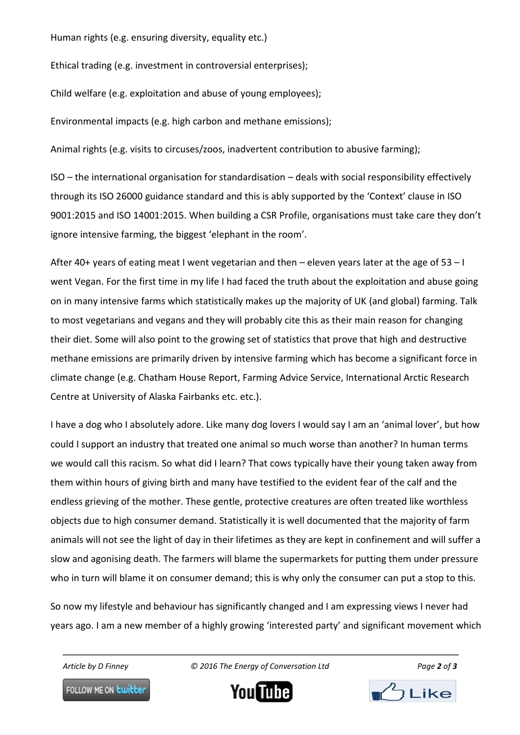Human rights (e.g. ensuring diversity, equality etc.)

Ethical trading (e.g. investment in controversial enterprises);

Child welfare (e.g. exploitation and abuse of young employees);

Environmental impacts (e.g. high carbon and methane emissions);

Animal rights (e.g. visits to circuses/zoos, inadvertent contribution to abusive farming);

ISO – the international organisation for standardisation – deals with social responsibility effectively through its ISO 26000 guidance standard and this is ably supported by the 'Context' clause in ISO 9001:2015 and ISO 14001:2015. When building a CSR Profile, organisations must take care they don't ignore intensive farming, the biggest 'elephant in the room'.

After 40+ years of eating meat I went vegetarian and then – eleven years later at the age of 53 – I went Vegan. For the first time in my life I had faced the truth about the exploitation and abuse going on in many intensive farms which statistically makes up the majority of UK (and global) farming. Talk to most vegetarians and vegans and they will probably cite this as their main reason for changing their diet. Some will also point to the growing set of statistics that prove that high and destructive methane emissions are primarily driven by intensive farming which has become a significant force in climate change (e.g. Chatham House Report, Farming Advice Service, International Arctic Research Centre at University of Alaska Fairbanks etc. etc.).

I have a dog who I absolutely adore. Like many dog lovers I would say I am an 'animal lover', but how could I support an industry that treated one animal so much worse than another? In human terms we would call this racism. So what did I learn? That cows typically have their young taken away from them within hours of giving birth and many have testified to the evident fear of the calf and the endless grieving of the mother. These gentle, protective creatures are often treated like worthless objects due to high consumer demand. Statistically it is well documented that the majority of farm animals will not see the light of day in their lifetimes as they are kept in confinement and will suffer a slow and agonising death. The farmers will blame the supermarkets for putting them under pressure who in turn will blame it on consumer demand; this is why only the consumer can put a stop to this.

So now my lifestyle and behaviour has significantly changed and I am expressing views I never had years ago. I am a new member of a highly growing 'interested party' and significant movement which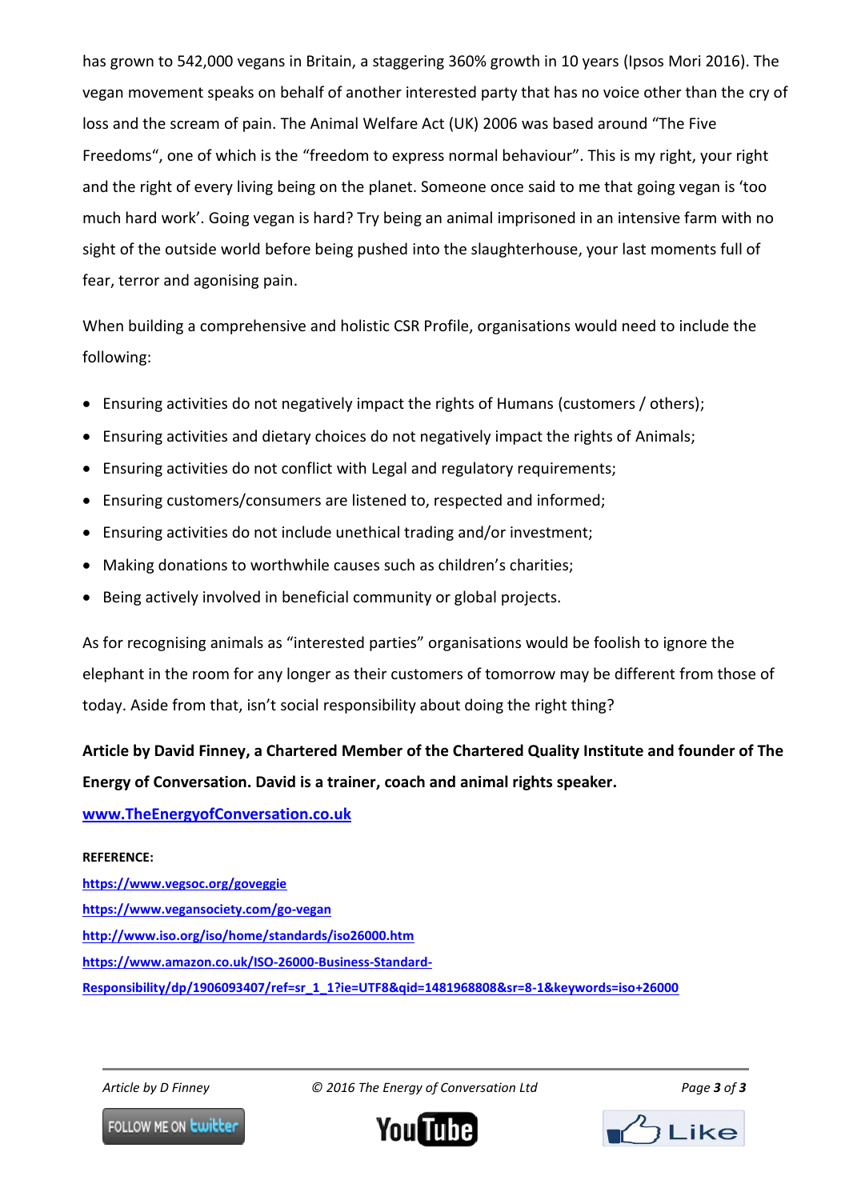has grown to 542,000 vegans in Britain, a staggering 360% growth in 10 years (Ipsos Mori 2016). The vegan movement speaks on behalf of another interested party that has no voice other than the cry of loss and the scream of pain. The Animal Welfare Act (UK) 2006 was based around "The Five Freedoms", one of which is the "freedom to express normal behaviour". This is my right, your right and the right of every living being on the planet. Someone once said to me that going vegan is 'too much hard work'. Going vegan is hard? Try being an animal imprisoned in an intensive farm with no sight of the outside world before being pushed into the slaughterhouse, your last moments full of fear, terror and agonising pain.

When building a comprehensive and holistic CSR Profile, organisations would need to include the following:

- Ensuring activities do not negatively impact the rights of Humans (customers / others);
- Ensuring activities and dietary choices do not negatively impact the rights of Animals;
- Ensuring activities do not conflict with Legal and regulatory requirements;
- Ensuring customers/consumers are listened to, respected and informed;
- Ensuring activities do not include unethical trading and/or investment;
- Making donations to worthwhile causes such as children's charities;
- Being actively involved in beneficial community or global projects.

As for recognising animals as "interested parties" organisations would be foolish to ignore the elephant in the room for any longer as their customers of tomorrow may be different from those of today. Aside from that, isn't social responsibility about doing the right thing?

**Article by David Finney, a Chartered Member of the Chartered Quality Institute and founder of The Energy of Conversation. David is a trainer, coach and animal rights speaker.**

[www.TheEnergyofConversation.co.uk](http://www.TheEnergyofConversation.co.uk)

**REFERENCE:**

https://www.vegsoc.org/goveggie
https://www.vegansociety.com/go-vegan
http://www.iso.org/iso/home/standards/iso26000.htm
https://www.amazon.co.uk/ISO-26000-Business-Standard-Responsibility/dp/1906093407/ref=sr_1_1?ie=UTF8&qid=1481968808&sr=8-1&keywords=iso+26000

*Article by D Finney* © 2016 The Energy of Conversation Ltd